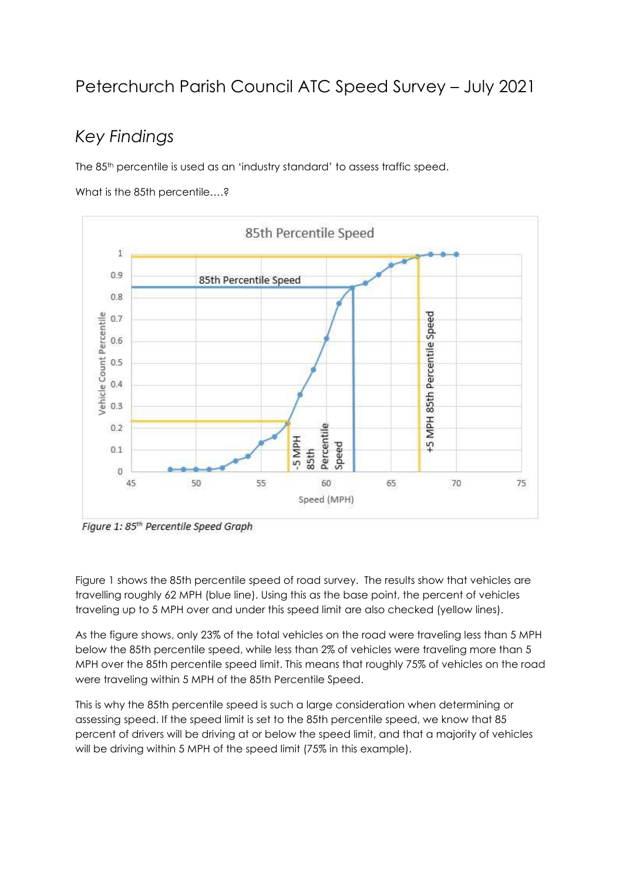# Peterchurch Parish Council ATC Speed Survey – July 2021

## *Key Findings*

The 85[th] percentile is used as an 'industry standard' to assess traffic speed.

What is the 85th percentile….?

*Figure 1: 85[th] Percentile Speed Graph*

Figure 1 shows the 85th percentile speed of road survey. The results show that vehicles are travelling roughly 62 MPH (blue line). Using this as the base point, the percent of vehicles traveling up to 5 MPH over and under this speed limit are also checked (yellow lines).

As the figure shows, only 23% of the total vehicles on the road were traveling less than 5 MPH below the 85th percentile speed, while less than 2% of vehicles were traveling more than 5 MPH over the 85th percentile speed limit. This means that roughly 75% of vehicles on the road were traveling within 5 MPH of the 85th Percentile Speed.

This is why the 85th percentile speed is such a large consideration when determining or assessing speed. If the speed limit is set to the 85th percentile speed, we know that 85 percent of drivers will be driving at or below the speed limit, and that a majority of vehicles will be driving within 5 MPH of the speed limit (75% in this example).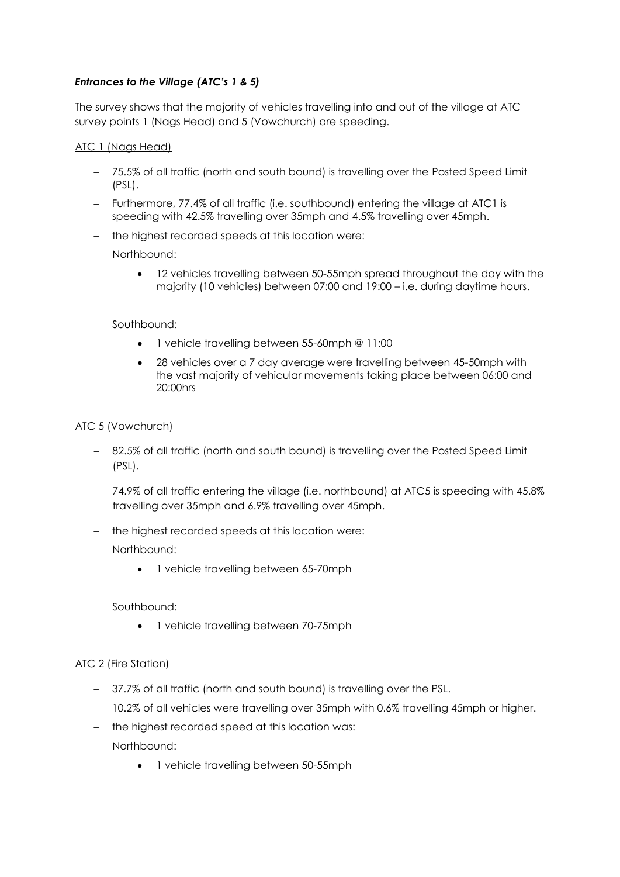***Entrances to the Village (ATC's 1 & 5)***

The survey shows that the majority of vehicles travelling into and out of the village at ATC survey points 1 (Nags Head) and 5 (Vowchurch) are speeding.

<u>ATC 1 (Nags Head)</u>

- 75.5% of all traffic (north and south bound) is travelling over the Posted Speed Limit (PSL).
- Furthermore, 77.4% of all traffic (i.e. southbound) entering the village at ATC1 is speeding with 42.5% travelling over 35mph and 4.5% travelling over 45mph.
- the highest recorded speeds at this location were:

  Northbound:

  - 12 vehicles travelling between 50-55mph spread throughout the day with the majority (10 vehicles) between 07:00 and 19:00 – i.e. during daytime hours.

  Southbound:

  - 1 vehicle travelling between 55-60mph @ 11:00
  - 28 vehicles over a 7 day average were travelling between 45-50mph with the vast majority of vehicular movements taking place between 06:00 and 20:00hrs

<u>ATC 5 (Vowchurch)</u>

- 82.5% of all traffic (north and south bound) is travelling over the Posted Speed Limit (PSL).
- 74.9% of all traffic entering the village (i.e. northbound) at ATC5 is speeding with 45.8% travelling over 35mph and 6.9% travelling over 45mph.
- the highest recorded speeds at this location were:

  Northbound:

  - 1 vehicle travelling between 65-70mph

  Southbound:

  - 1 vehicle travelling between 70-75mph

<u>ATC 2 (Fire Station)</u>

- 37.7% of all traffic (north and south bound) is travelling over the PSL.
- 10.2% of all vehicles were travelling over 35mph with 0.6% travelling 45mph or higher.
- the highest recorded speed at this location was:

  Northbound:

  - 1 vehicle travelling between 50-55mph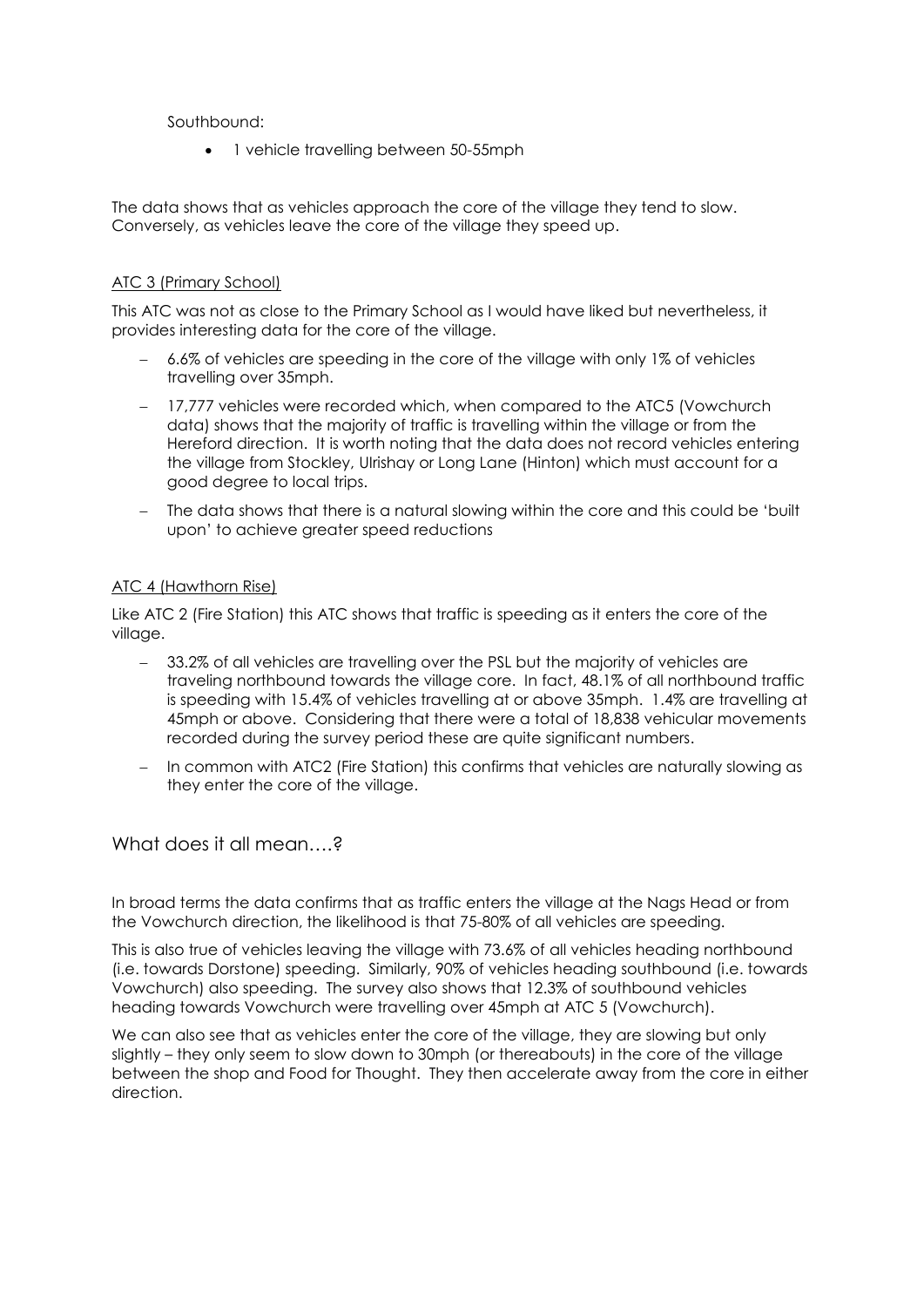Southbound:

- 1 vehicle travelling between 50-55mph

The data shows that as vehicles approach the core of the village they tend to slow. Conversely, as vehicles leave the core of the village they speed up.

### ATC 3 (Primary School)

This ATC was not as close to the Primary School as I would have liked but nevertheless, it provides interesting data for the core of the village.

- 6.6% of vehicles are speeding in the core of the village with only 1% of vehicles travelling over 35mph.
- 17,777 vehicles were recorded which, when compared to the ATC5 (Vowchurch data) shows that the majority of traffic is travelling within the village or from the Hereford direction. It is worth noting that the data does not record vehicles entering the village from Stockley, Ulrishay or Long Lane (Hinton) which must account for a good degree to local trips.
- The data shows that there is a natural slowing within the core and this could be 'built upon' to achieve greater speed reductions

### ATC 4 (Hawthorn Rise)

Like ATC 2 (Fire Station) this ATC shows that traffic is speeding as it enters the core of the village.

- 33.2% of all vehicles are travelling over the PSL but the majority of vehicles are traveling northbound towards the village core. In fact, 48.1% of all northbound traffic is speeding with 15.4% of vehicles travelling at or above 35mph. 1.4% are travelling at 45mph or above. Considering that there were a total of 18,838 vehicular movements recorded during the survey period these are quite significant numbers.
- In common with ATC2 (Fire Station) this confirms that vehicles are naturally slowing as they enter the core of the village.

## What does it all mean….?

In broad terms the data confirms that as traffic enters the village at the Nags Head or from the Vowchurch direction, the likelihood is that 75-80% of all vehicles are speeding.

This is also true of vehicles leaving the village with 73.6% of all vehicles heading northbound (i.e. towards Dorstone) speeding. Similarly, 90% of vehicles heading southbound (i.e. towards Vowchurch) also speeding. The survey also shows that 12.3% of southbound vehicles heading towards Vowchurch were travelling over 45mph at ATC 5 (Vowchurch).

We can also see that as vehicles enter the core of the village, they are slowing but only slightly – they only seem to slow down to 30mph (or thereabouts) in the core of the village between the shop and Food for Thought. They then accelerate away from the core in either direction.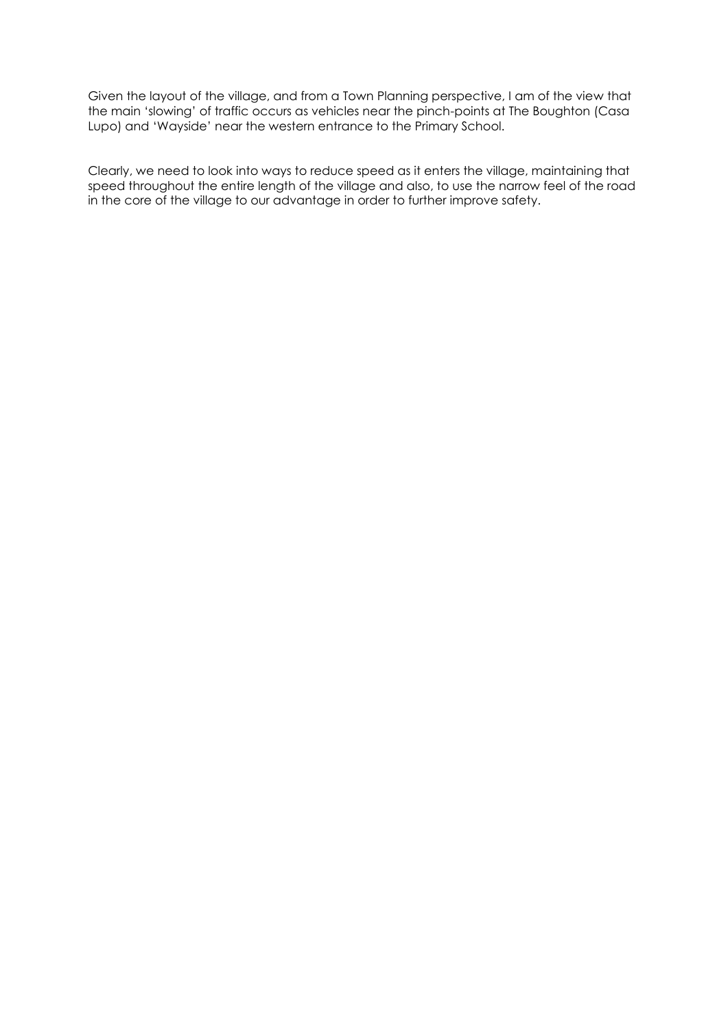Given the layout of the village, and from a Town Planning perspective, I am of the view that the main 'slowing' of traffic occurs as vehicles near the pinch-points at The Boughton (Casa Lupo) and 'Wayside' near the western entrance to the Primary School.

Clearly, we need to look into ways to reduce speed as it enters the village, maintaining that speed throughout the entire length of the village and also, to use the narrow feel of the road in the core of the village to our advantage in order to further improve safety.